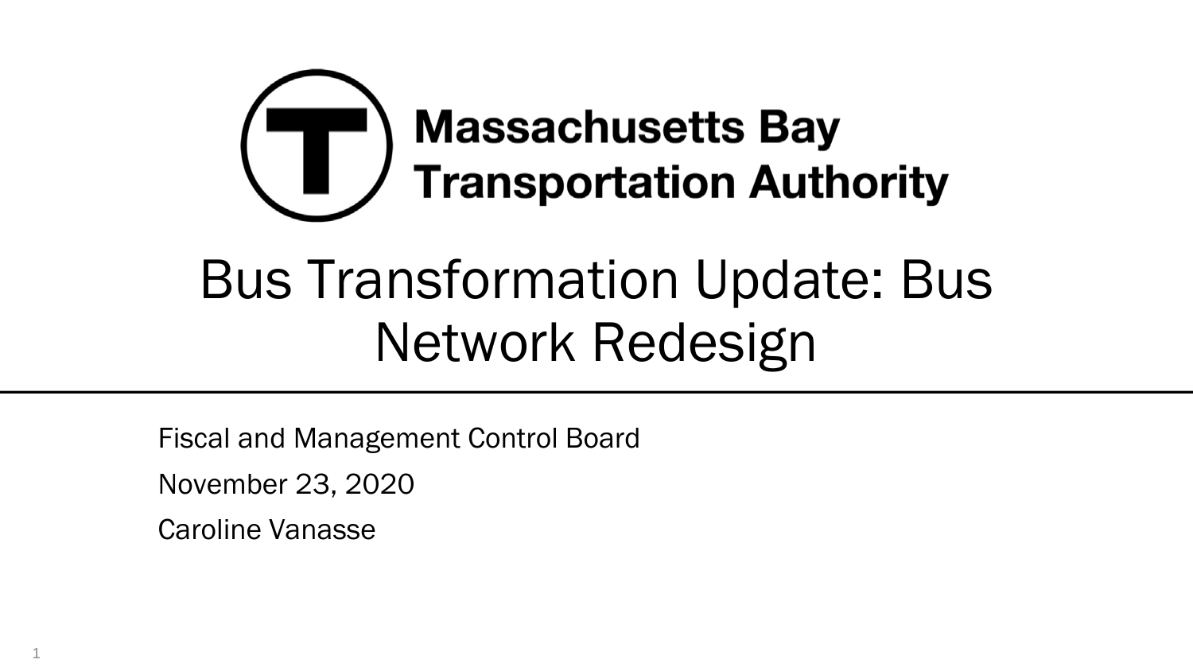Massachusetts Bay Transportation Authority

# Bus Transformation Update: Bus Network Redesign

Fiscal and Management Control Board

November 23, 2020

Caroline Vanasse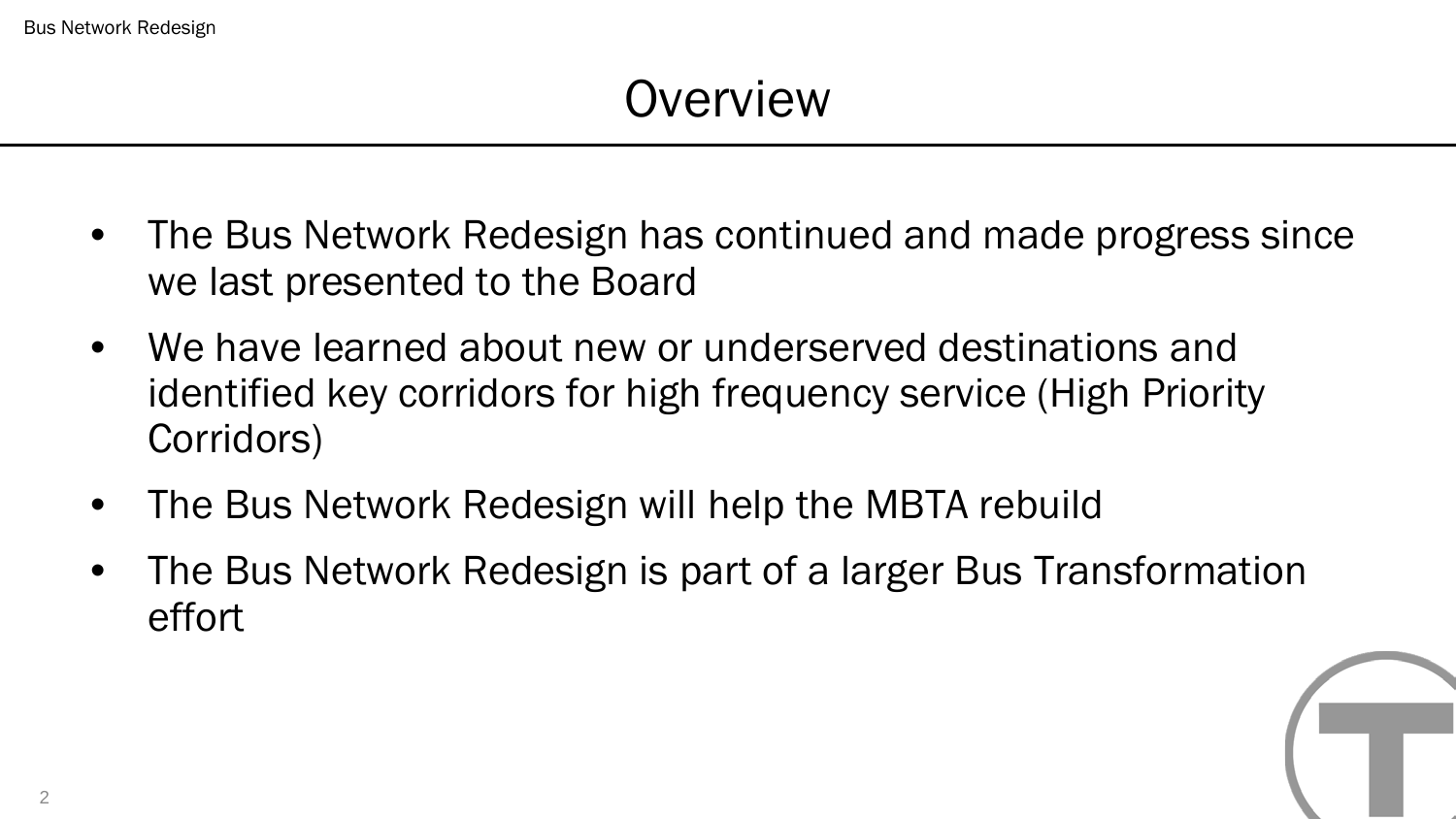# Overview

- The Bus Network Redesign has continued and made progress since we last presented to the Board
- We have learned about new or underserved destinations and identified key corridors for high frequency service (High Priority Corridors)
- The Bus Network Redesign will help the MBTA rebuild
- The Bus Network Redesign is part of a larger Bus Transformation effort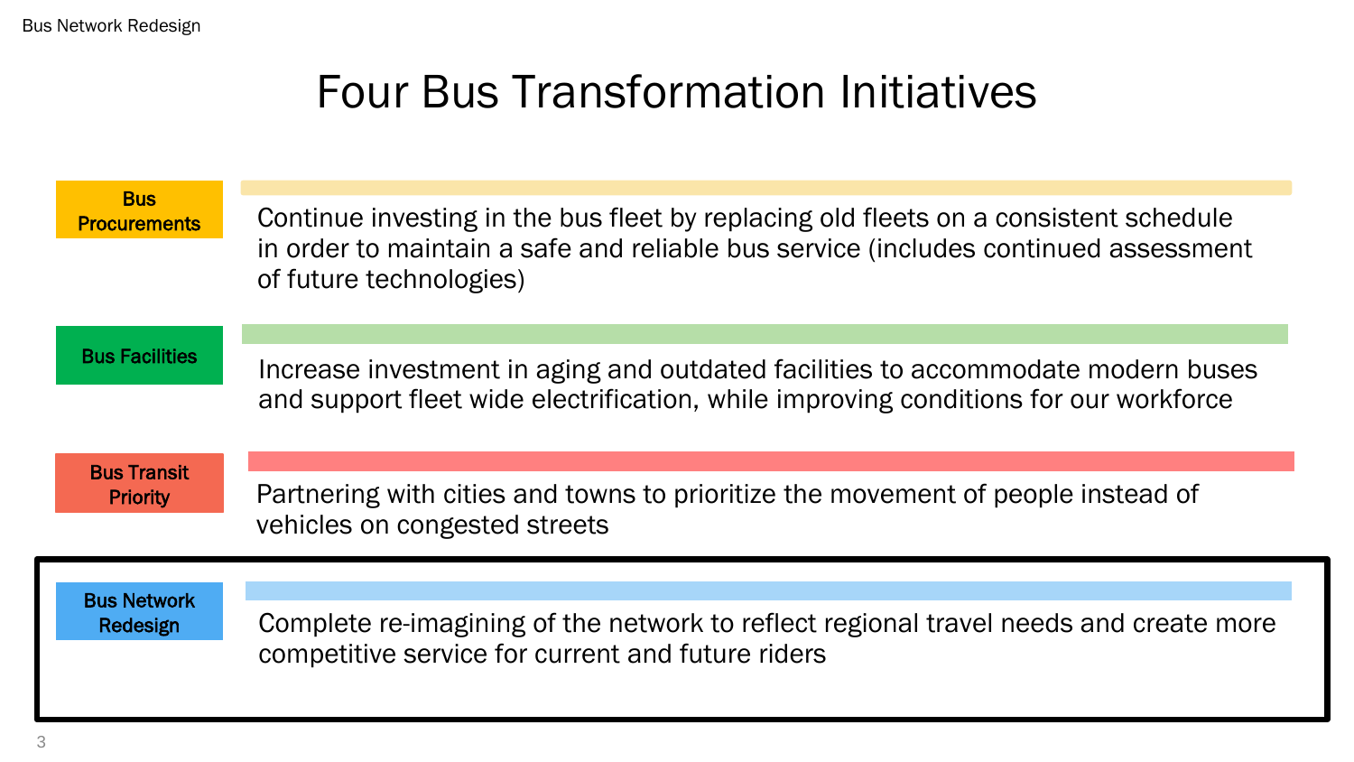# Four Bus Transformation Initiatives

**Bus Procurements**

Continue investing in the bus fleet by replacing old fleets on a consistent schedule in order to maintain a safe and reliable bus service (includes continued assessment of future technologies)

**Bus Facilities**

Increase investment in aging and outdated facilities to accommodate modern buses and support fleet wide electrification, while improving conditions for our workforce

**Bus Transit Priority**

Partnering with cities and towns to prioritize the movement of people instead of vehicles on congested streets

**Bus Network Redesign**

Complete re-imagining of the network to reflect regional travel needs and create more competitive service for current and future riders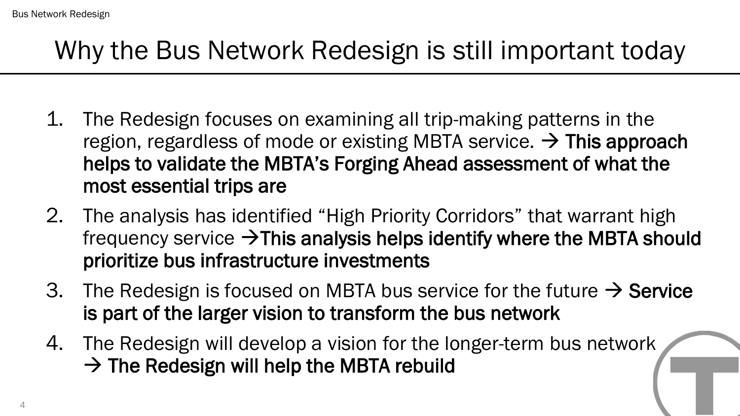# Why the Bus Network Redesign is still important today

1. The Redesign focuses on examining all trip-making patterns in the region, regardless of mode or existing MBTA service. → **This approach helps to validate the MBTA's Forging Ahead assessment of what the most essential trips are**
2. The analysis has identified "High Priority Corridors" that warrant high frequency service →**This analysis helps identify where the MBTA should prioritize bus infrastructure investments**
3. The Redesign is focused on MBTA bus service for the future → **Service is part of the larger vision to transform the bus network**
4. The Redesign will develop a vision for the longer-term bus network → **The Redesign will help the MBTA rebuild**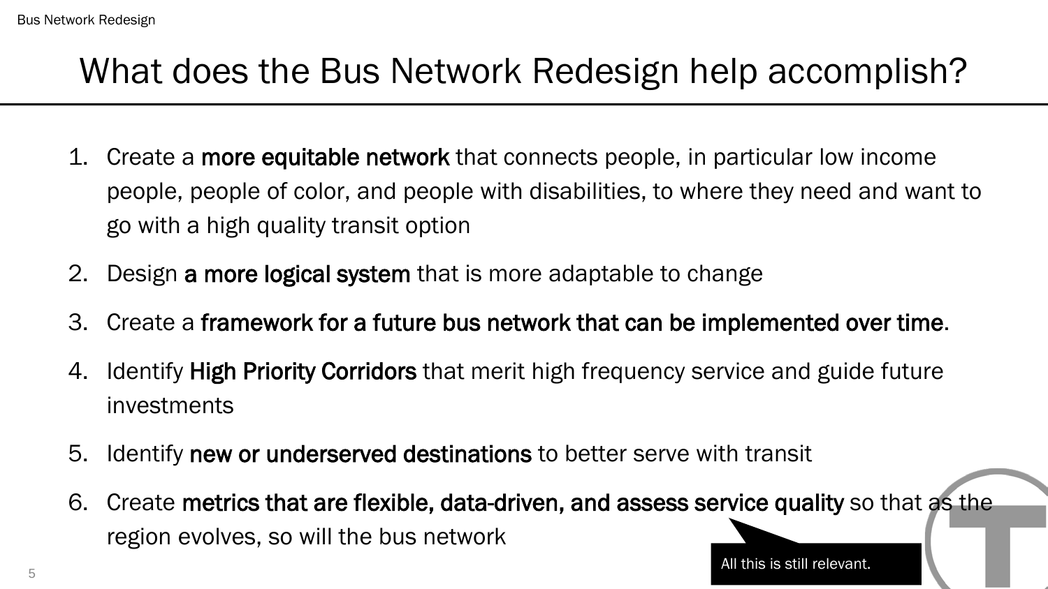# What does the Bus Network Redesign help accomplish?

1. Create a **more equitable network** that connects people, in particular low income people, people of color, and people with disabilities, to where they need and want to go with a high quality transit option
2. Design **a more logical system** that is more adaptable to change
3. Create a **framework for a future bus network that can be implemented over time**.
4. Identify **High Priority Corridors** that merit high frequency service and guide future investments
5. Identify **new or underserved destinations** to better serve with transit
6. Create **metrics that are flexible, data-driven, and assess service quality** so that as the region evolves, so will the bus network

All this is still relevant.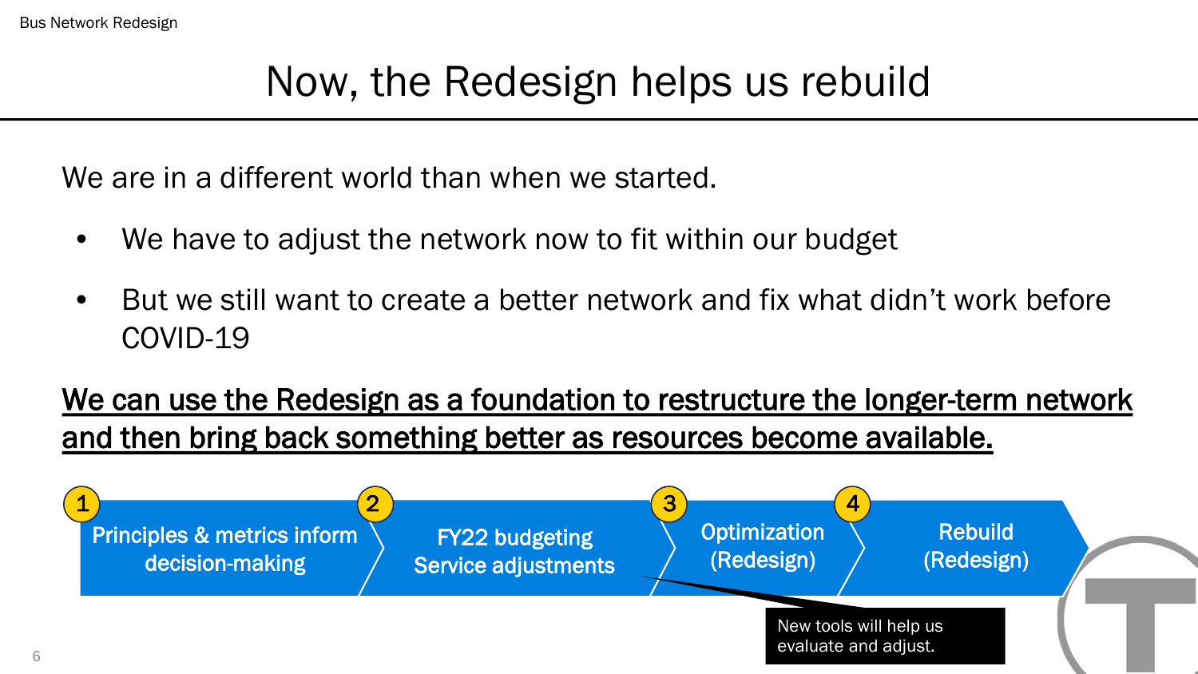# Now, the Redesign helps us rebuild

We are in a different world than when we started.

- We have to adjust the network now to fit within our budget
- But we still want to create a better network and fix what didn't work before COVID-19

<u>**We can use the Redesign as a foundation to restructure the longer-term network and then bring back something better as resources become available.**</u>

1. Principles & metrics inform decision-making
2. FY22 budgeting Service adjustments
3. Optimization (Redesign)
4. Rebuild (Redesign)

New tools will help us evaluate and adjust.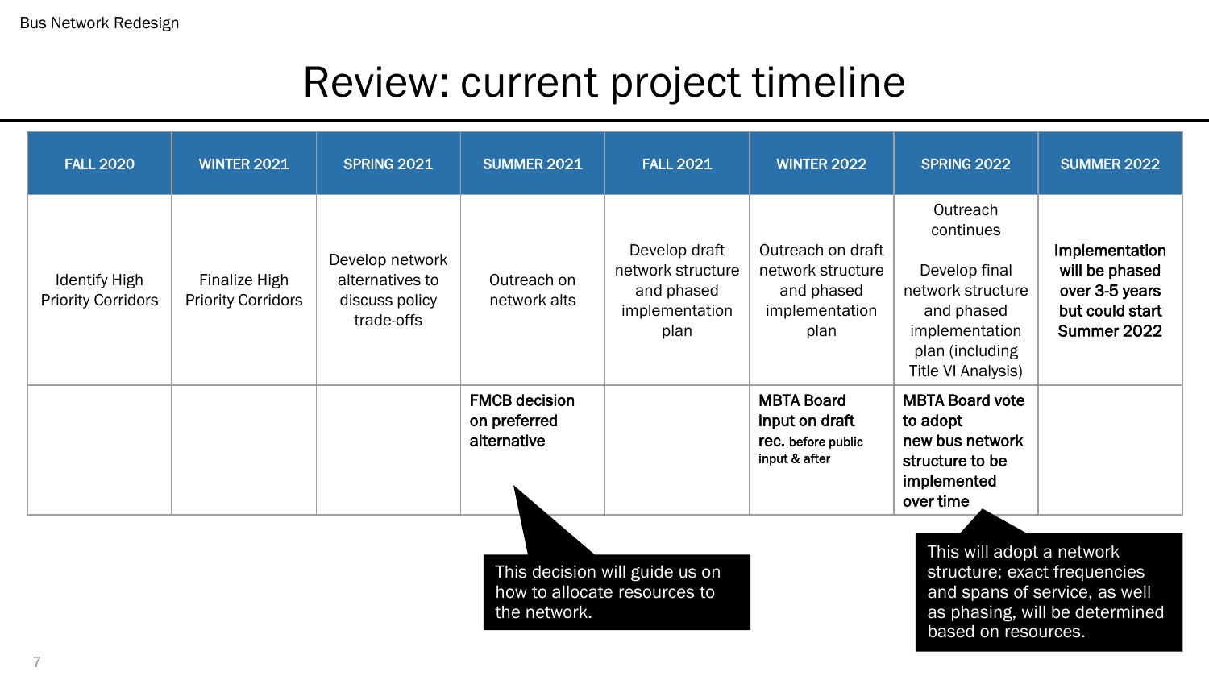# Review: current project timeline

| FALL 2020 | WINTER 2021 | SPRING 2021 | SUMMER 2021 | FALL 2021 | WINTER 2022 | SPRING 2022 | SUMMER 2022 |
|---|---|---|---|---|---|---|---|
| Identify High Priority Corridors | Finalize High Priority Corridors | Develop network alternatives to discuss policy trade-offs | Outreach on network alts | Develop draft network structure and phased implementation plan | Outreach on draft network structure and phased implementation plan | Outreach continues<br><br>Develop final network structure and phased implementation plan (including Title VI Analysis) | **Implementation will be phased over 3-5 years but could start Summer 2022** |
| | | | **FMCB decision on preferred alternative** | | **MBTA Board input on draft rec.** before public input & after | **MBTA Board vote to adopt new bus network structure to be implemented over time** | |

This decision will guide us on how to allocate resources to the network.

This will adopt a network structure; exact frequencies and spans of service, as well as phasing, will be determined based on resources.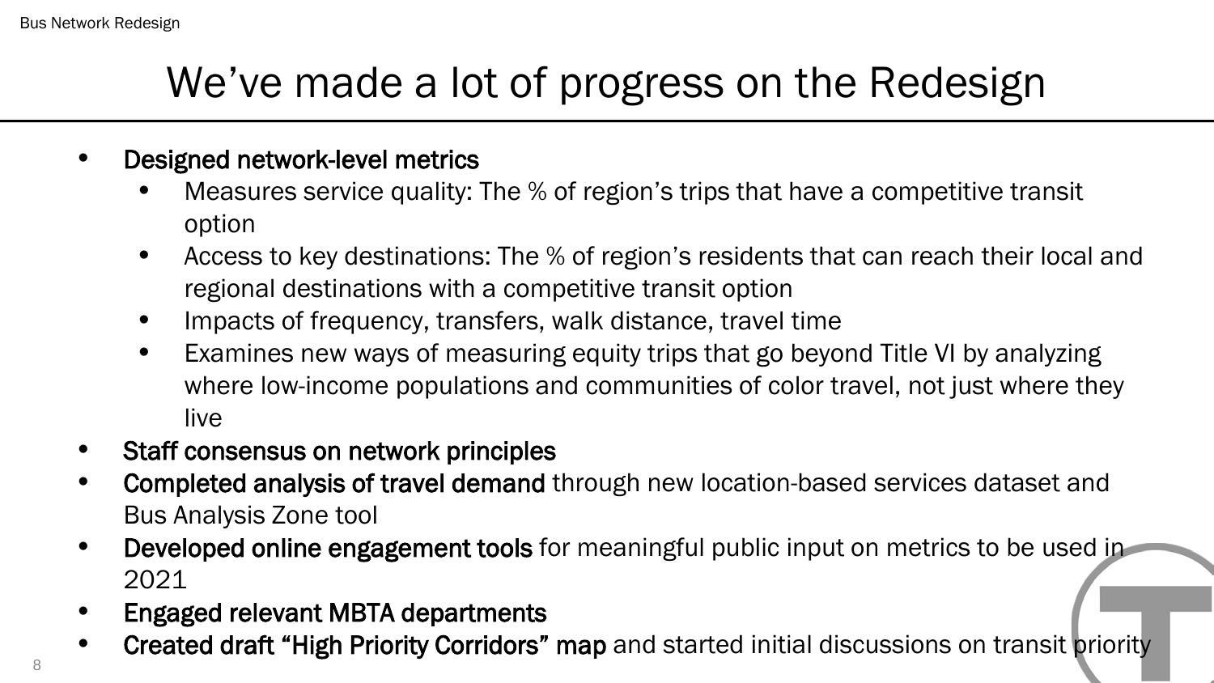# We've made a lot of progress on the Redesign

- **Designed network-level metrics**
  - Measures service quality: The % of region's trips that have a competitive transit option
  - Access to key destinations: The % of region's residents that can reach their local and regional destinations with a competitive transit option
  - Impacts of frequency, transfers, walk distance, travel time
  - Examines new ways of measuring equity trips that go beyond Title VI by analyzing where low-income populations and communities of color travel, not just where they live
- **Staff consensus on network principles**
- **Completed analysis of travel demand** through new location-based services dataset and Bus Analysis Zone tool
- **Developed online engagement tools** for meaningful public input on metrics to be used in 2021
- **Engaged relevant MBTA departments**
- **Created draft "High Priority Corridors" map** and started initial discussions on transit priority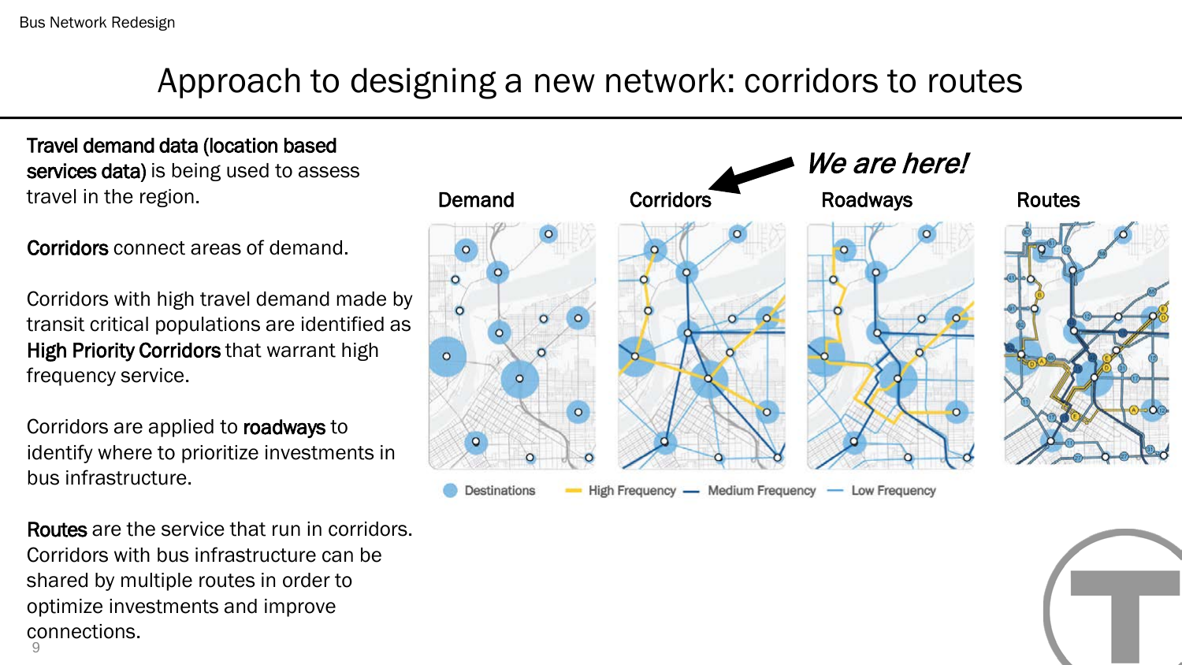# Approach to designing a new network: corridors to routes

**Travel demand data (location based services data)** is being used to assess travel in the region.

**Corridors** connect areas of demand.

Corridors with high travel demand made by transit critical populations are identified as **High Priority Corridors** that warrant high frequency service.

Corridors are applied to **roadways** to identify where to prioritize investments in bus infrastructure.

**Routes** are the service that run in corridors. Corridors with bus infrastructure can be shared by multiple routes in order to optimize investments and improve connections.

*We are here!*

**Demand** — **Corridors** — **Roadways** — **Routes**

Destinations | High Frequency | Medium Frequency | Low Frequency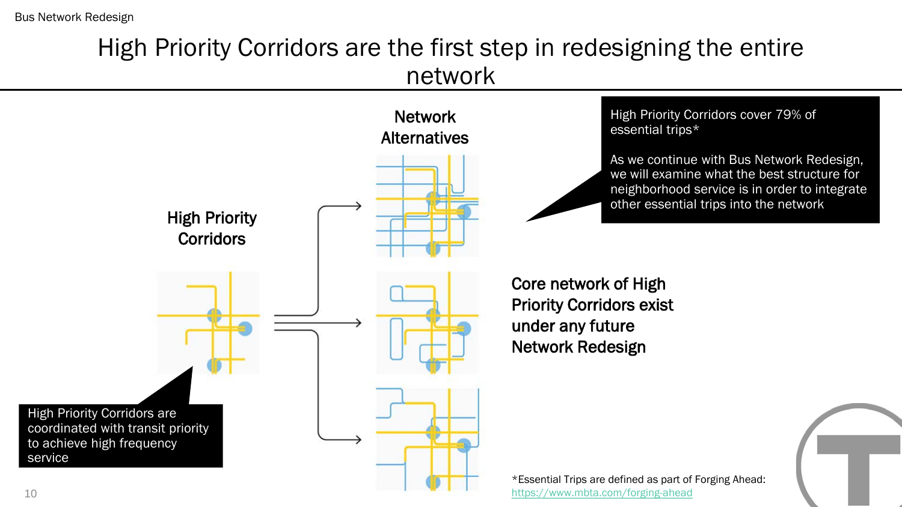# High Priority Corridors are the first step in redesigning the entire network

**High Priority Corridors**

High Priority Corridors are coordinated with transit priority to achieve high frequency service

**Network Alternatives**

High Priority Corridors cover 79% of essential trips*

As we continue with Bus Network Redesign, we will examine what the best structure for neighborhood service is in order to integrate other essential trips into the network

**Core network of High Priority Corridors exist under any future Network Redesign**

*Essential Trips are defined as part of Forging Ahead: https://www.mbta.com/forging-ahead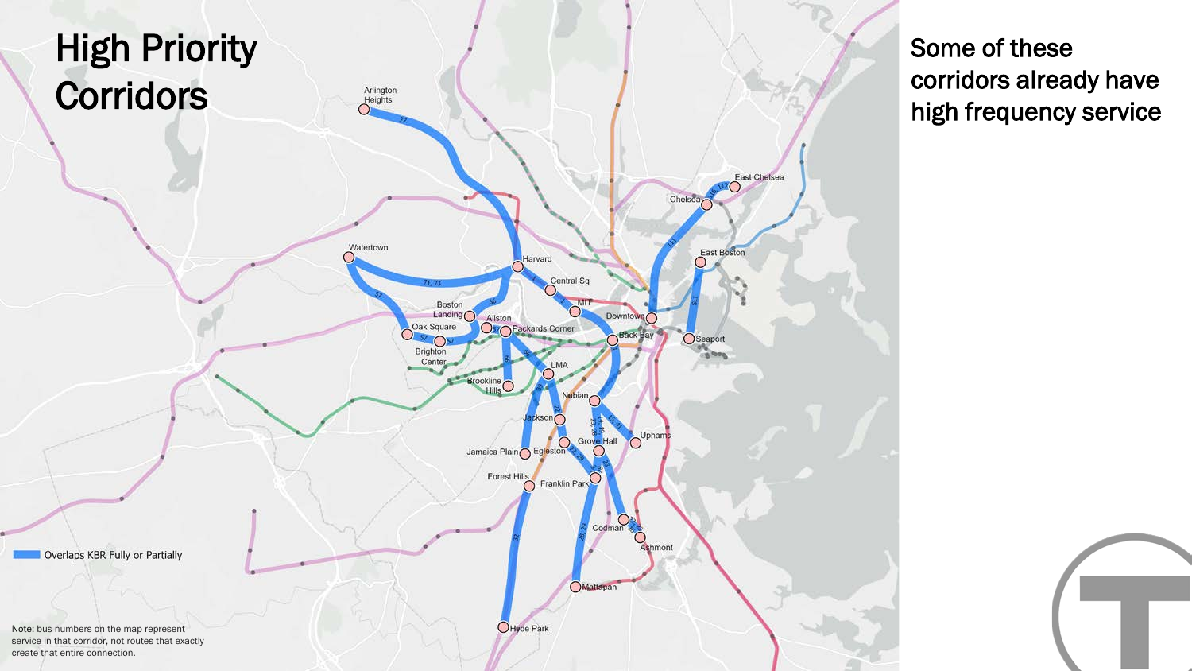# High Priority Corridors

Some of these corridors already have high frequency service

Overlaps KBR Fully or Partially

Note: bus numbers on the map represent service in that corridor, not routes that exactly create that entire connection.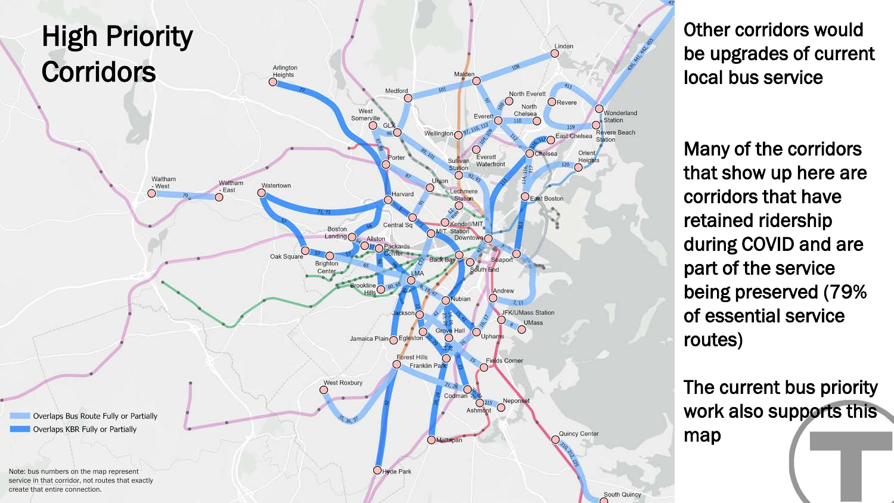# High Priority Corridors

- Overlaps Bus Route Fully or Partially
- Overlaps KBR Fully or Partially

Note: bus numbers on the map represent service in that corridor, not routes that exactly create that entire connection.

Other corridors would be upgrades of current local bus service

Many of the corridors that show up here are corridors that have retained ridership during COVID and are part of the service being preserved (79% of essential service routes)

The current bus priority work also supports this map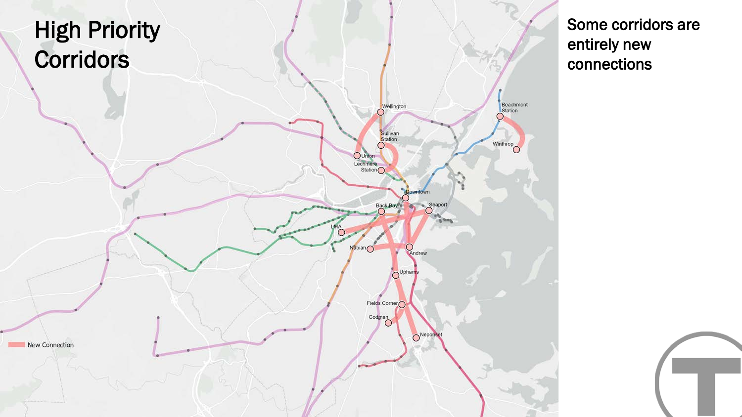# High Priority Corridors

Some corridors are entirely new connections

Wellington

Sullivan Station

Union

Lechmere Station

Beachmont Station

Winthrop

Downtown

Back Bay

Seaport

LMA

Nubian

Andrew

Uphams

Fields Corner

Codman

Neponset

New Connection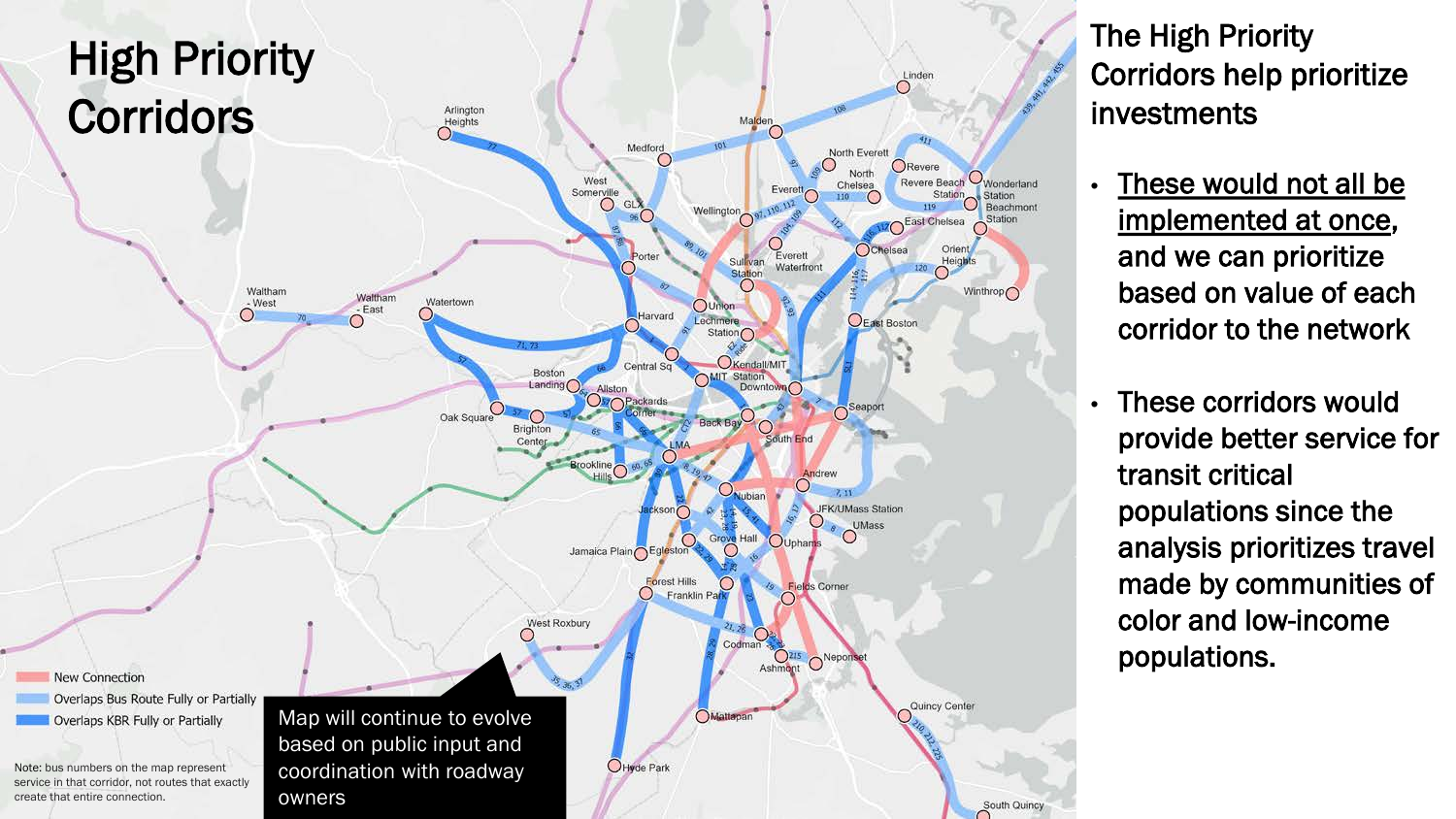# High Priority Corridors

New Connection

Overlaps Bus Route Fully or Partially

Overlaps KBR Fully or Partially

Note: bus numbers on the map represent service in that corridor, not routes that exactly create that entire connection.

Map will continue to evolve based on public input and coordination with roadway owners

## The High Priority Corridors help prioritize investments

- These would not all be implemented at once, and we can prioritize based on value of each corridor to the network
- These corridors would provide better service for transit critical populations since the analysis prioritizes travel made by communities of color and low-income populations.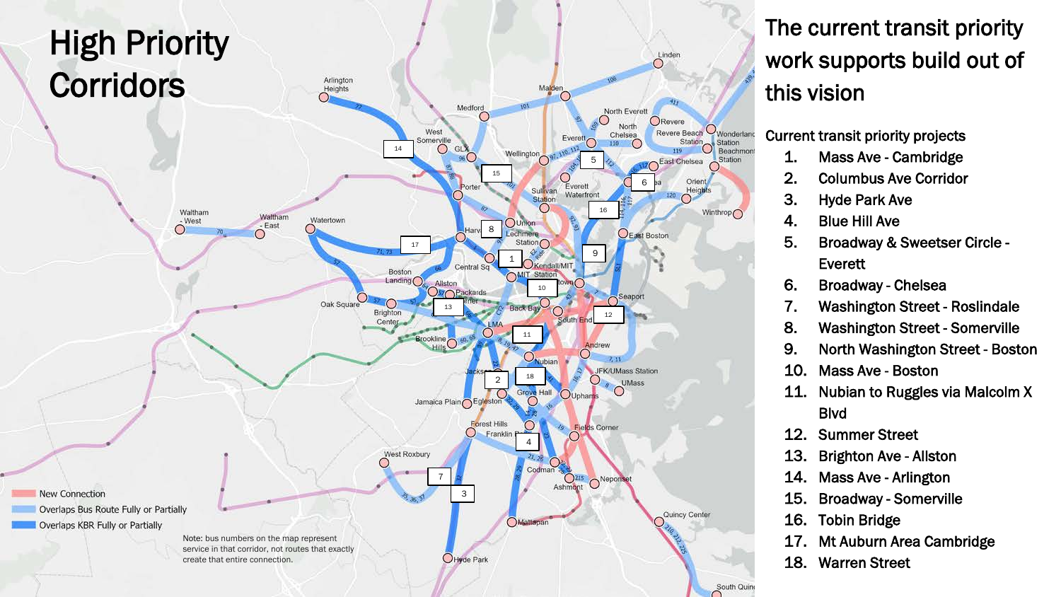# High Priority Corridors

New Connection

Overlaps Bus Route Fully or Partially

Overlaps KBR Fully or Partially

Note: bus numbers on the map represent service in that corridor, not routes that exactly create that entire connection.

## The current transit priority work supports build out of this vision

Current transit priority projects

1. Mass Ave - Cambridge
2. Columbus Ave Corridor
3. Hyde Park Ave
4. Blue Hill Ave
5. Broadway & Sweetser Circle - Everett
6. Broadway - Chelsea
7. Washington Street - Roslindale
8. Washington Street - Somerville
9. North Washington Street - Boston
10. Mass Ave - Boston
11. Nubian to Ruggles via Malcolm X Blvd
12. Summer Street
13. Brighton Ave - Allston
14. Mass Ave - Arlington
15. Broadway - Somerville
16. Tobin Bridge
17. Mt Auburn Area Cambridge
18. Warren Street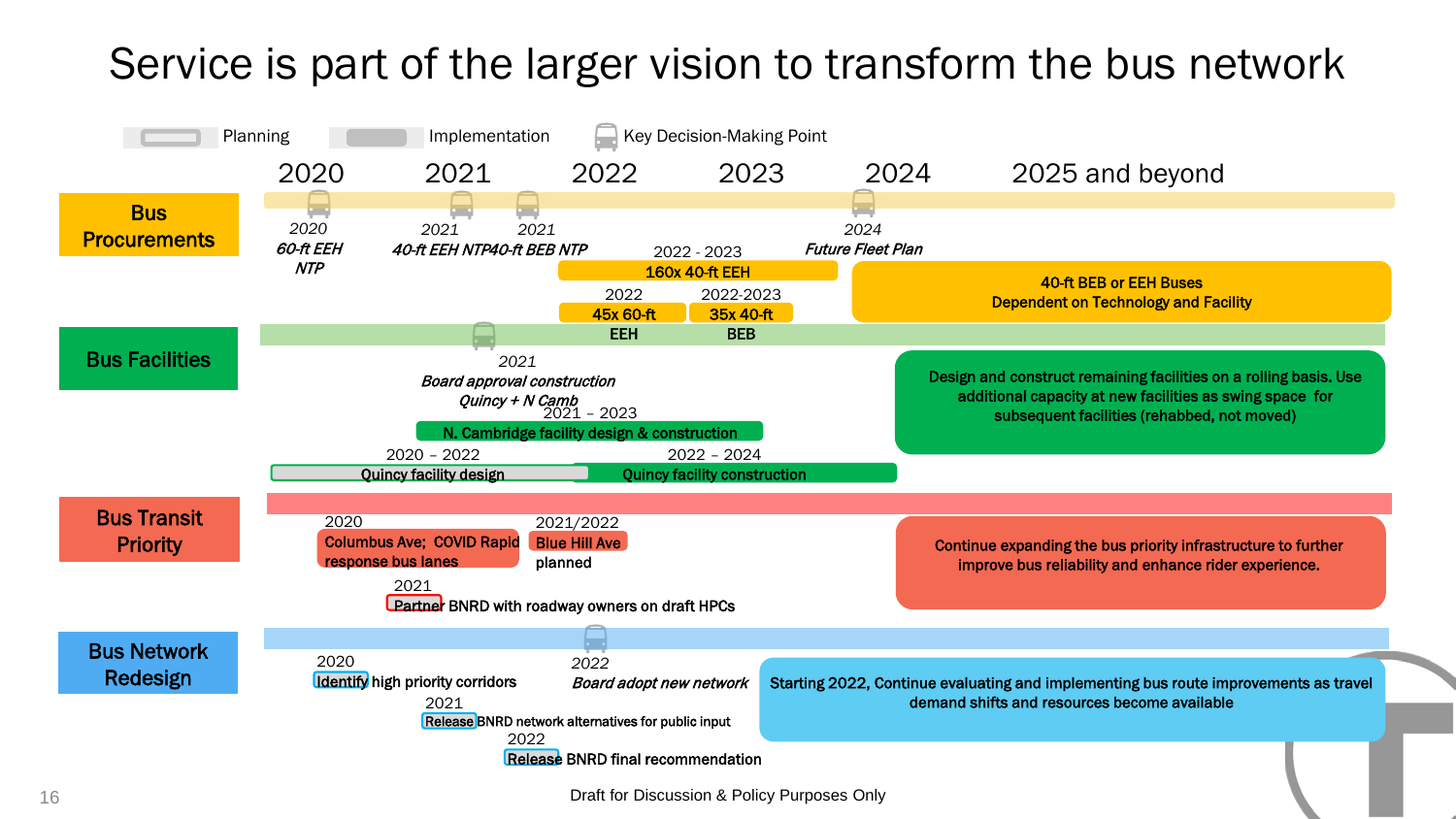# Service is part of the larger vision to transform the bus network

Planning | Implementation | Key Decision-Making Point

2020 | 2021 | 2022 | 2023 | 2024 | 2025 and beyond

## Bus Procurements

- 2020 — *60-ft EEH NTP*
- 2021 — *40-ft EEH NTP*
- 2021 — *40-ft BEB NTP*
- 2024 — *Future Fleet Plan*
- 2022 - 2023 — 160x 40-ft EEH
- 2022 — 45x 60-ft EEH
- 2022-2023 — 35x 40-ft BEB
- 40-ft BEB or EEH Buses Dependent on Technology and Facility

## Bus Facilities

- 2021 — *Board approval construction Quincy + N Camb*
- 2021 – 2023 — N. Cambridge facility design & construction
- 2020 – 2022 — Quincy facility design
- 2022 – 2024 — Quincy facility construction
- Design and construct remaining facilities on a rolling basis. Use additional capacity at new facilities as swing space for subsequent facilities (rehabbed, not moved)

## Bus Transit Priority

- 2020 — Columbus Ave; COVID Rapid response bus lanes
- 2021/2022 — Blue Hill Ave planned
- 2021 — Partner BNRD with roadway owners on draft HPCs
- Continue expanding the bus priority infrastructure to further improve bus reliability and enhance rider experience.

## Bus Network Redesign

- 2020 — Identify high priority corridors
- 2022 — *Board adopt new network*
- 2021 — Release BNRD network alternatives for public input
- 2022 — Release BNRD final recommendation
- Starting 2022, Continue evaluating and implementing bus route improvements as travel demand shifts and resources become available

Draft for Discussion & Policy Purposes Only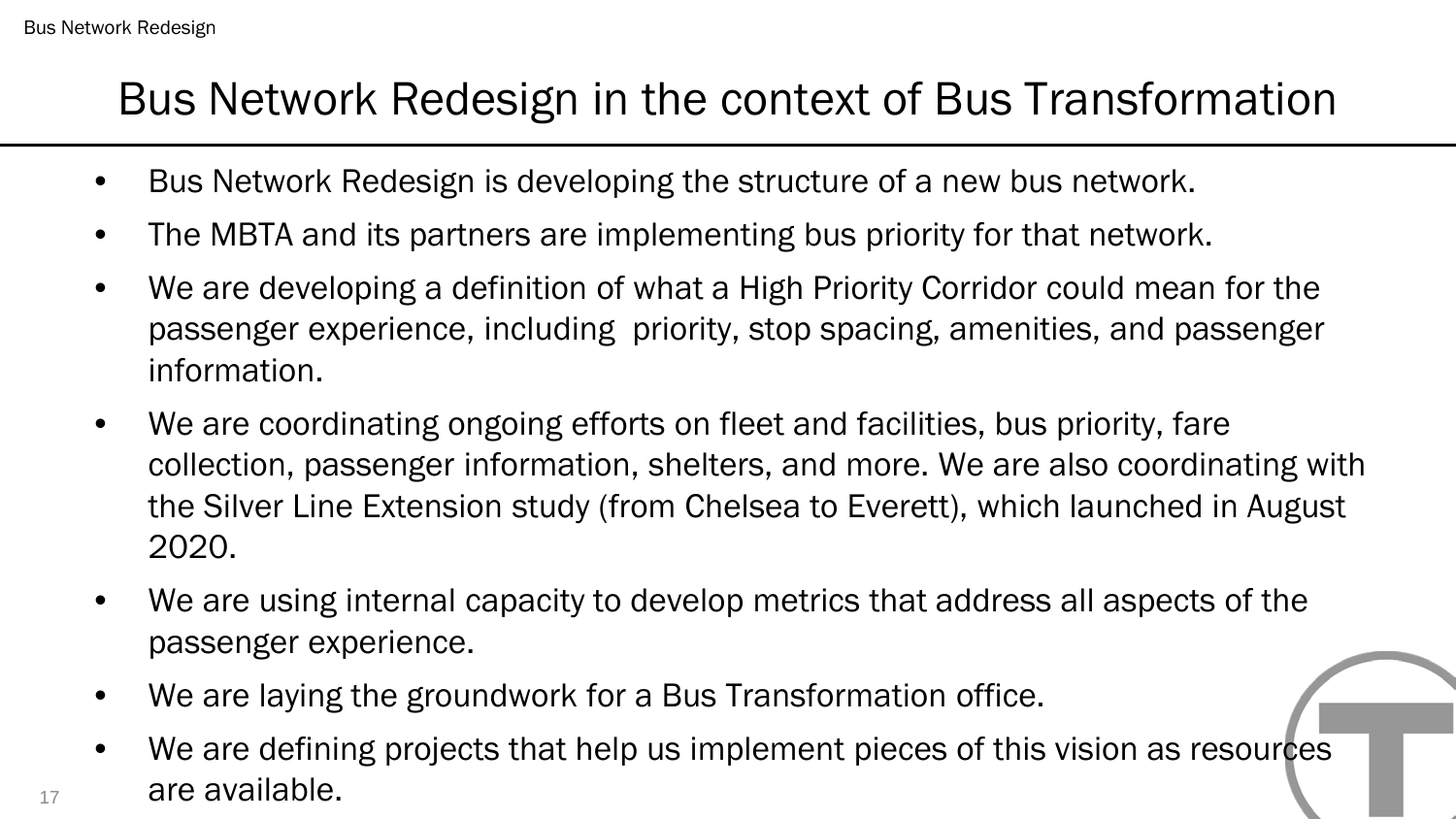# Bus Network Redesign in the context of Bus Transformation

- Bus Network Redesign is developing the structure of a new bus network.
- The MBTA and its partners are implementing bus priority for that network.
- We are developing a definition of what a High Priority Corridor could mean for the passenger experience, including priority, stop spacing, amenities, and passenger information.
- We are coordinating ongoing efforts on fleet and facilities, bus priority, fare collection, passenger information, shelters, and more. We are also coordinating with the Silver Line Extension study (from Chelsea to Everett), which launched in August 2020.
- We are using internal capacity to develop metrics that address all aspects of the passenger experience.
- We are laying the groundwork for a Bus Transformation office.
- We are defining projects that help us implement pieces of this vision as resources are available.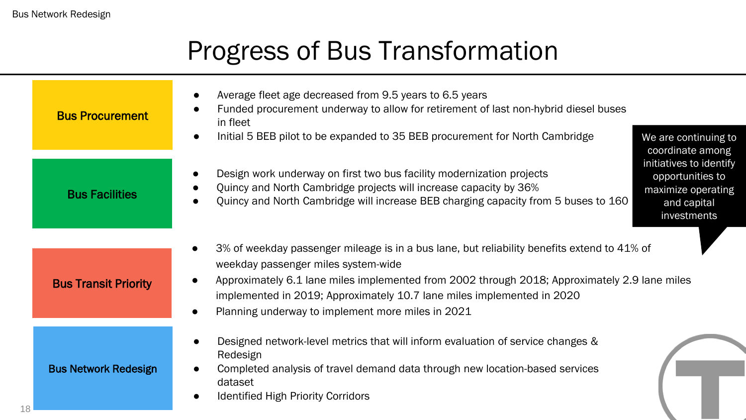# Progress of Bus Transformation

**Bus Procurement**

- Average fleet age decreased from 9.5 years to 6.5 years
- Funded procurement underway to allow for retirement of last non-hybrid diesel buses in fleet
- Initial 5 BEB pilot to be expanded to 35 BEB procurement for North Cambridge

**Bus Facilities**

- Design work underway on first two bus facility modernization projects
- Quincy and North Cambridge projects will increase capacity by 36%
- Quincy and North Cambridge will increase BEB charging capacity from 5 buses to 160

We are continuing to coordinate among initiatives to identify opportunities to maximize operating and capital investments

**Bus Transit Priority**

- 3% of weekday passenger mileage is in a bus lane, but reliability benefits extend to 41% of weekday passenger miles system-wide
- Approximately 6.1 lane miles implemented from 2002 through 2018; Approximately 2.9 lane miles implemented in 2019; Approximately 10.7 lane miles implemented in 2020
- Planning underway to implement more miles in 2021

**Bus Network Redesign**

- Designed network-level metrics that will inform evaluation of service changes & Redesign
- Completed analysis of travel demand data through new location-based services dataset
- Identified High Priority Corridors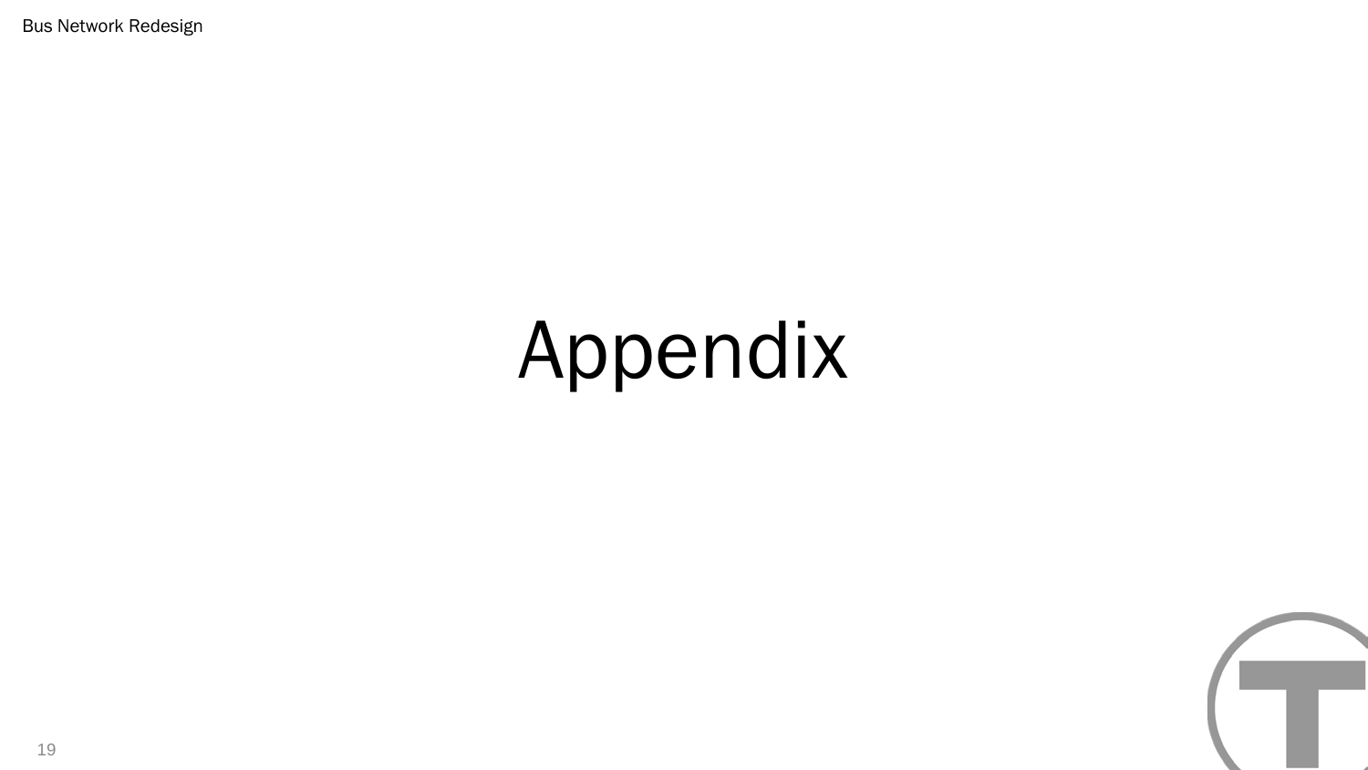# Appendix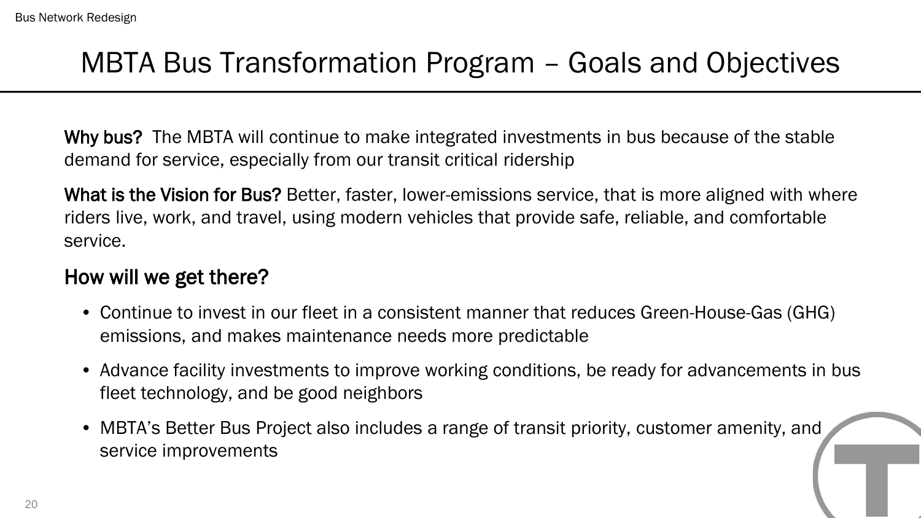# MBTA Bus Transformation Program – Goals and Objectives

**Why bus?** The MBTA will continue to make integrated investments in bus because of the stable demand for service, especially from our transit critical ridership

**What is the Vision for Bus?** Better, faster, lower-emissions service, that is more aligned with where riders live, work, and travel, using modern vehicles that provide safe, reliable, and comfortable service.

## How will we get there?

- Continue to invest in our fleet in a consistent manner that reduces Green-House-Gas (GHG) emissions, and makes maintenance needs more predictable
- Advance facility investments to improve working conditions, be ready for advancements in bus fleet technology, and be good neighbors
- MBTA's Better Bus Project also includes a range of transit priority, customer amenity, and service improvements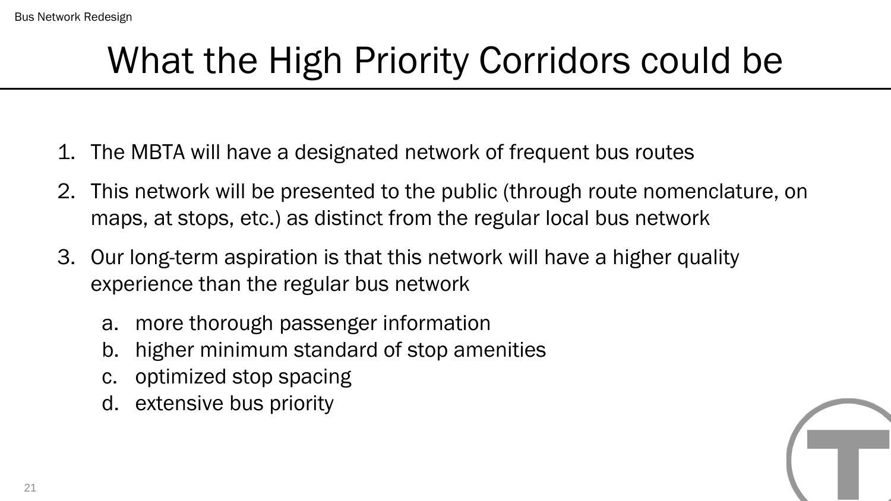# What the High Priority Corridors could be

1. The MBTA will have a designated network of frequent bus routes
2. This network will be presented to the public (through route nomenclature, on maps, at stops, etc.) as distinct from the regular local bus network
3. Our long-term aspiration is that this network will have a higher quality experience than the regular bus network
   a. more thorough passenger information
   b. higher minimum standard of stop amenities
   c. optimized stop spacing
   d. extensive bus priority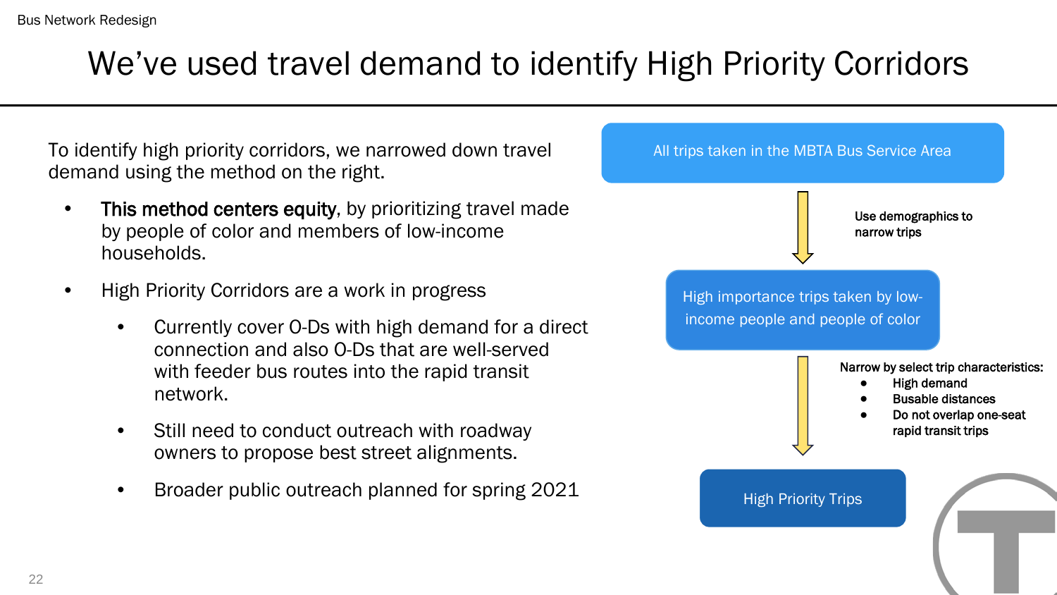# We've used travel demand to identify High Priority Corridors

To identify high priority corridors, we narrowed down travel demand using the method on the right.

- **This method centers equity**, by prioritizing travel made by people of color and members of low-income households.
- High Priority Corridors are a work in progress
  - Currently cover O-Ds with high demand for a direct connection and also O-Ds that are well-served with feeder bus routes into the rapid transit network.
  - Still need to conduct outreach with roadway owners to propose best street alignments.
  - Broader public outreach planned for spring 2021

All trips taken in the MBTA Bus Service Area

↓ Use demographics to narrow trips

High importance trips taken by low-income people and people of color

↓ Narrow by select trip characteristics:

- High demand
- Busable distances
- Do not overlap one-seat rapid transit trips

High Priority Trips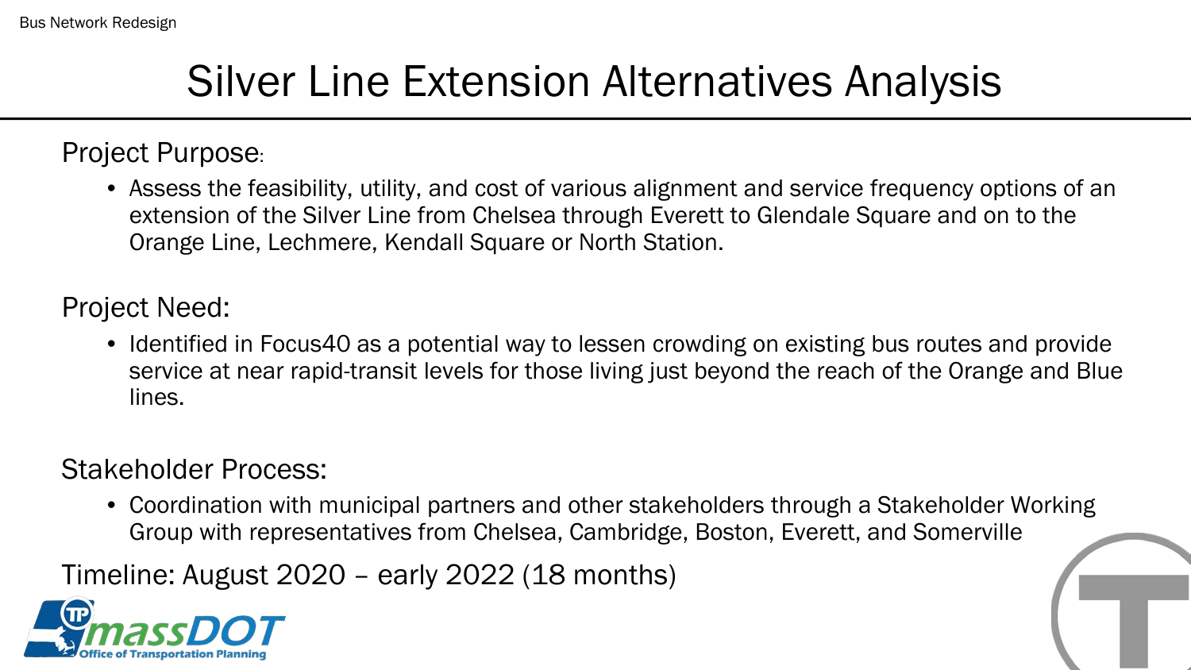# Silver Line Extension Alternatives Analysis

Project Purpose:

- Assess the feasibility, utility, and cost of various alignment and service frequency options of an extension of the Silver Line from Chelsea through Everett to Glendale Square and on to the Orange Line, Lechmere, Kendall Square or North Station.

Project Need:

- Identified in Focus40 as a potential way to lessen crowding on existing bus routes and provide service at near rapid-transit levels for those living just beyond the reach of the Orange and Blue lines.

Stakeholder Process:

- Coordination with municipal partners and other stakeholders through a Stakeholder Working Group with representatives from Chelsea, Cambridge, Boston, Everett, and Somerville

Timeline: August 2020 – early 2022 (18 months)